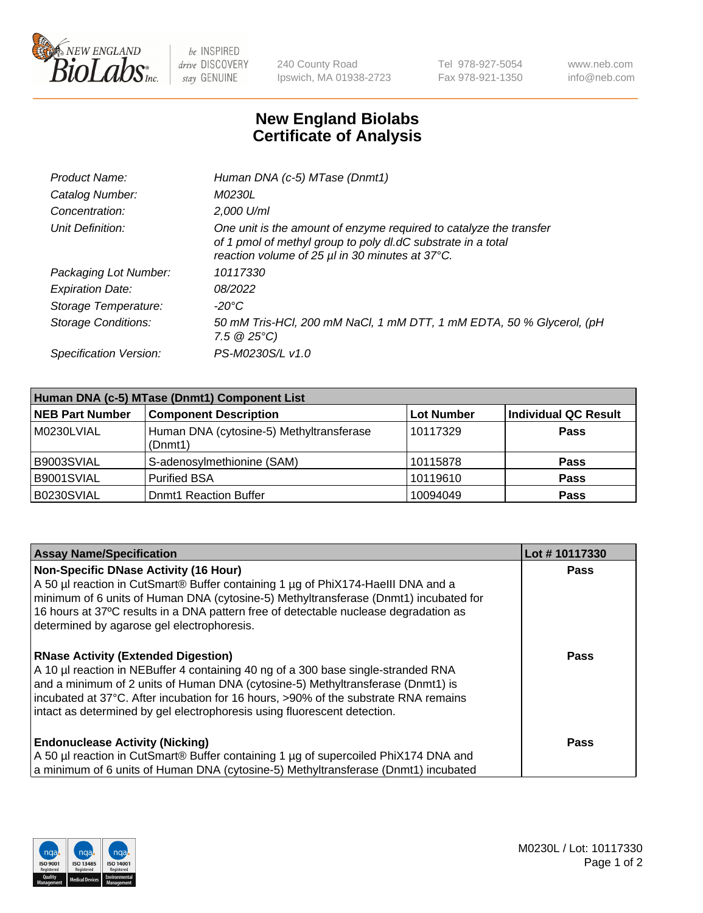# New England Biolabs Certificate of Analysis

| | |
|---|---|
| *Product Name:* | *Human DNA (c-5) MTase (Dnmt1)* |
| *Catalog Number:* | *M0230L* |
| *Concentration:* | *2,000 U/ml* |
| *Unit Definition:* | *One unit is the amount of enzyme required to catalyze the transfer of 1 pmol of methyl group to poly dI.dC substrate in a total reaction volume of 25 µl in 30 minutes at 37°C.* |
| *Packaging Lot Number:* | *10117330* |
| *Expiration Date:* | *08/2022* |
| *Storage Temperature:* | *-20°C* |
| *Storage Conditions:* | *50 mM Tris-HCl, 200 mM NaCl, 1 mM DTT, 1 mM EDTA, 50 % Glycerol, (pH 7.5 @ 25°C)* |
| *Specification Version:* | *PS-M0230S/L v1.0* |

| Human DNA (c-5) MTase (Dnmt1) Component List | | | |
|---|---|---|---|
| **NEB Part Number** | **Component Description** | **Lot Number** | **Individual QC Result** |
| M0230LVIAL | Human DNA (cytosine-5) Methyltransferase (Dnmt1) | 10117329 | **Pass** |
| B9003SVIAL | S-adenosylmethionine (SAM) | 10115878 | **Pass** |
| B9001SVIAL | Purified BSA | 10119610 | **Pass** |
| B0230SVIAL | Dnmt1 Reaction Buffer | 10094049 | **Pass** |

| Assay Name/Specification | Lot # 10117330 |
|---|---|
| **Non-Specific DNase Activity (16 Hour)**<br>A 50 µl reaction in CutSmart® Buffer containing 1 µg of PhiX174-HaeIII DNA and a minimum of 6 units of Human DNA (cytosine-5) Methyltransferase (Dnmt1) incubated for 16 hours at 37ºC results in a DNA pattern free of detectable nuclease degradation as determined by agarose gel electrophoresis. | **Pass** |
| **RNase Activity (Extended Digestion)**<br>A 10 µl reaction in NEBuffer 4 containing 40 ng of a 300 base single-stranded RNA and a minimum of 2 units of Human DNA (cytosine-5) Methyltransferase (Dnmt1) is incubated at 37°C. After incubation for 16 hours, >90% of the substrate RNA remains intact as determined by gel electrophoresis using fluorescent detection. | **Pass** |
| **Endonuclease Activity (Nicking)**<br>A 50 µl reaction in CutSmart® Buffer containing 1 µg of supercoiled PhiX174 DNA and a minimum of 6 units of Human DNA (cytosine-5) Methyltransferase (Dnmt1) incubated | **Pass** |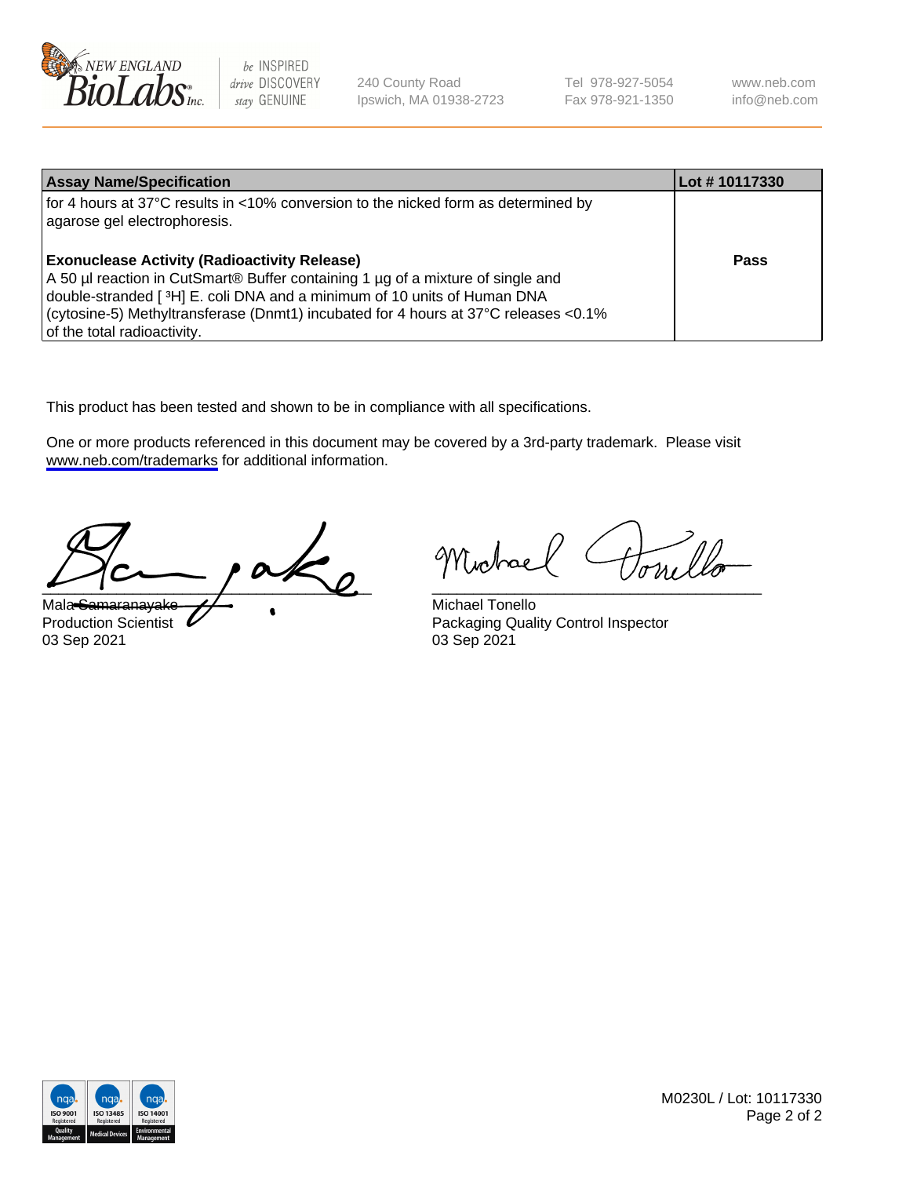| Assay Name/Specification | Lot # 10117330 |
| --- | --- |
| for 4 hours at 37°C results in <10% conversion to the nicked form as determined by agarose gel electrophoresis. | |
| **Exonuclease Activity (Radioactivity Release)** A 50 µl reaction in CutSmart® Buffer containing 1 µg of a mixture of single and double-stranded [ $^{3}$H] E. coli DNA and a minimum of 10 units of Human DNA (cytosine-5) Methyltransferase (Dnmt1) incubated for 4 hours at 37°C releases <0.1% of the total radioactivity. | **Pass** |

This product has been tested and shown to be in compliance with all specifications.

One or more products referenced in this document may be covered by a 3rd-party trademark. Please visit www.neb.com/trademarks for additional information.

Mala Samaranayake
Production Scientist
03 Sep 2021

Michael Tonello
Packaging Quality Control Inspector
03 Sep 2021

M0230L / Lot: 10117330